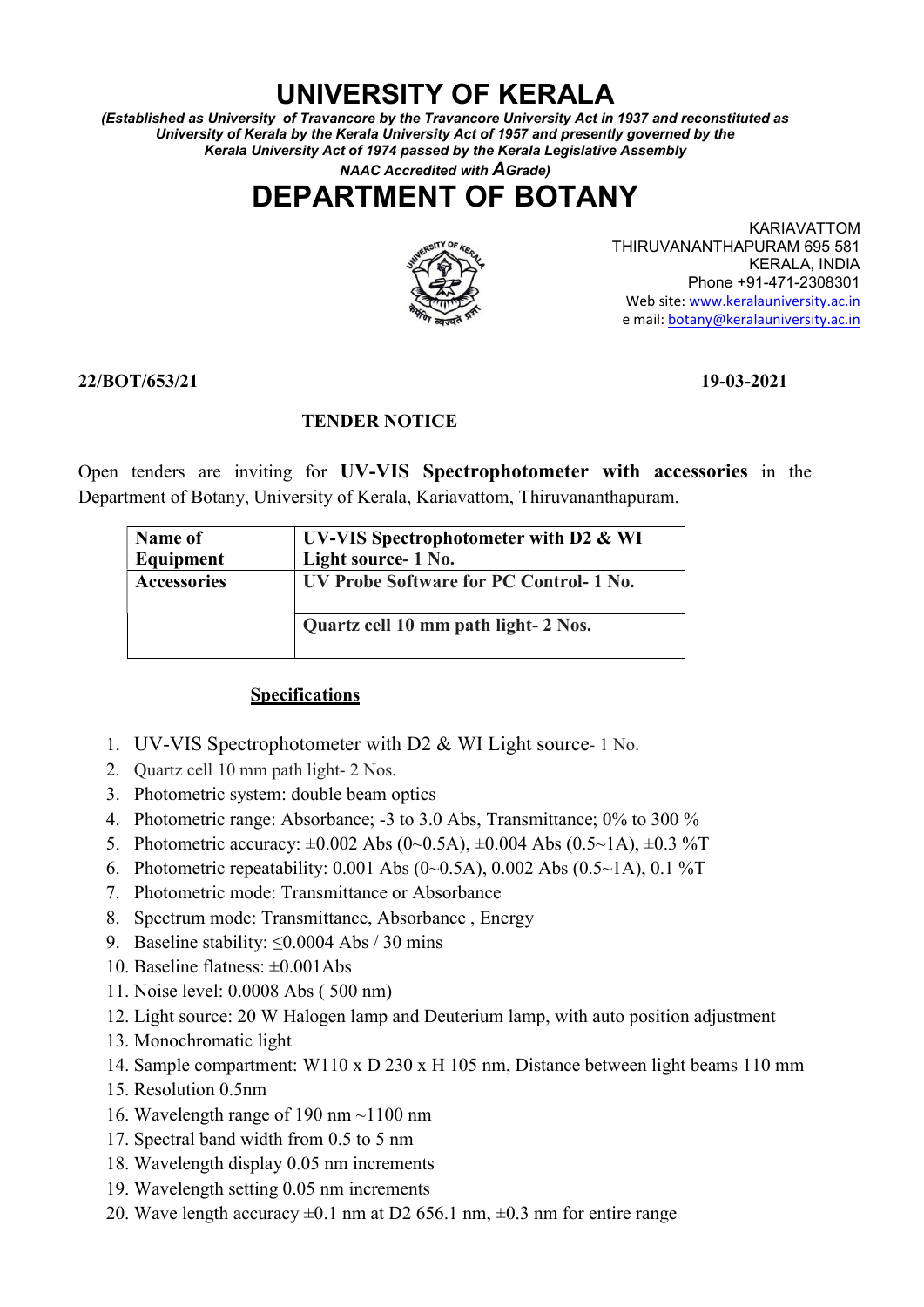# UNIVERSITY OF KERALA

*(Established as University of Travancore by the Travancore University Act in 1937 and reconstituted as University of Kerala by the Kerala University Act of 1957 and presently governed by the Kerala University Act of 1974 passed by the Kerala Legislative Assembly NAAC Accredited with A Grade)*

# DEPARTMENT OF BOTANY

KARIAVATTOM
THIRUVANANTHAPURAM 695 581
KERALA, INDIA
Phone +91-471-2308301
Web site: www.keralauniversity.ac.in
e mail: botany@keralauniversity.ac.in

**22/BOT/653/21** **19-03-2021**

**TENDER NOTICE**

Open tenders are inviting for **UV-VIS Spectrophotometer with accessories** in the Department of Botany, University of Kerala, Kariavattom, Thiruvananthapuram.

| **Name of Equipment** | **UV-VIS Spectrophotometer with D2 & WI Light source- 1 No.** |
|---|---|
| **Accessories** | **UV Probe Software for PC Control- 1 No.** |
| | **Quartz cell 10 mm path light- 2 Nos.** |

**Specifications**

1. UV-VIS Spectrophotometer with D2 & WI Light source- 1 No.
2. Quartz cell 10 mm path light- 2 Nos.
3. Photometric system: double beam optics
4. Photometric range: Absorbance; -3 to 3.0 Abs, Transmittance; 0% to 300 %
5. Photometric accuracy: ±0.002 Abs (0~0.5A), ±0.004 Abs (0.5~1A), ±0.3 %T
6. Photometric repeatability: 0.001 Abs (0~0.5A), 0.002 Abs (0.5~1A), 0.1 %T
7. Photometric mode: Transmittance or Absorbance
8. Spectrum mode: Transmittance, Absorbance , Energy
9. Baseline stability: ≤0.0004 Abs / 30 mins
10. Baseline flatness: ±0.001Abs
11. Noise level: 0.0008 Abs ( 500 nm)
12. Light source: 20 W Halogen lamp and Deuterium lamp, with auto position adjustment
13. Monochromatic light
14. Sample compartment: W110 x D 230 x H 105 nm, Distance between light beams 110 mm
15. Resolution 0.5nm
16. Wavelength range of 190 nm ~1100 nm
17. Spectral band width from 0.5 to 5 nm
18. Wavelength display 0.05 nm increments
19. Wavelength setting 0.05 nm increments
20. Wave length accuracy ±0.1 nm at D2 656.1 nm, ±0.3 nm for entire range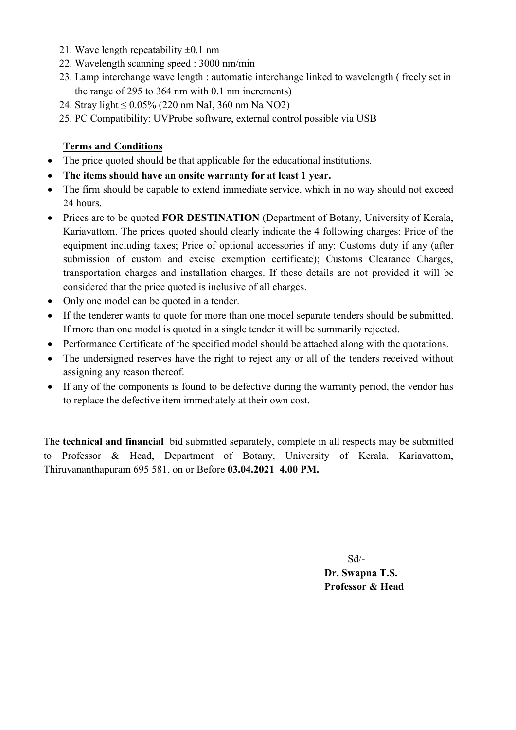21. Wave length repeatability ±0.1 nm
22. Wavelength scanning speed : 3000 nm/min
23. Lamp interchange wave length : automatic interchange linked to wavelength ( freely set in the range of 295 to 364 nm with 0.1 nm increments)
24. Stray light ≤ 0.05% (220 nm NaI, 360 nm Na $NO_2$)
25. PC Compatibility: UVProbe software, external control possible via USB

**Terms and Conditions**

- The price quoted should be that applicable for the educational institutions.
- **The items should have an onsite warranty for at least 1 year.**
- The firm should be capable to extend immediate service, which in no way should not exceed 24 hours.
- Prices are to be quoted **FOR DESTINATION** (Department of Botany, University of Kerala, Kariavattom. The prices quoted should clearly indicate the 4 following charges: Price of the equipment including taxes; Price of optional accessories if any; Customs duty if any (after submission of custom and excise exemption certificate); Customs Clearance Charges, transportation charges and installation charges. If these details are not provided it will be considered that the price quoted is inclusive of all charges.
- Only one model can be quoted in a tender.
- If the tenderer wants to quote for more than one model separate tenders should be submitted. If more than one model is quoted in a single tender it will be summarily rejected.
- Performance Certificate of the specified model should be attached along with the quotations.
- The undersigned reserves have the right to reject any or all of the tenders received without assigning any reason thereof.
- If any of the components is found to be defective during the warranty period, the vendor has to replace the defective item immediately at their own cost.

The **technical and financial** bid submitted separately, complete in all respects may be submitted to Professor & Head, Department of Botany, University of Kerala, Kariavattom, Thiruvananthapuram 695 581, on or Before **03.04.2021 4.00 PM.**

Sd/-

**Dr. Swapna T.S.**
**Professor & Head**